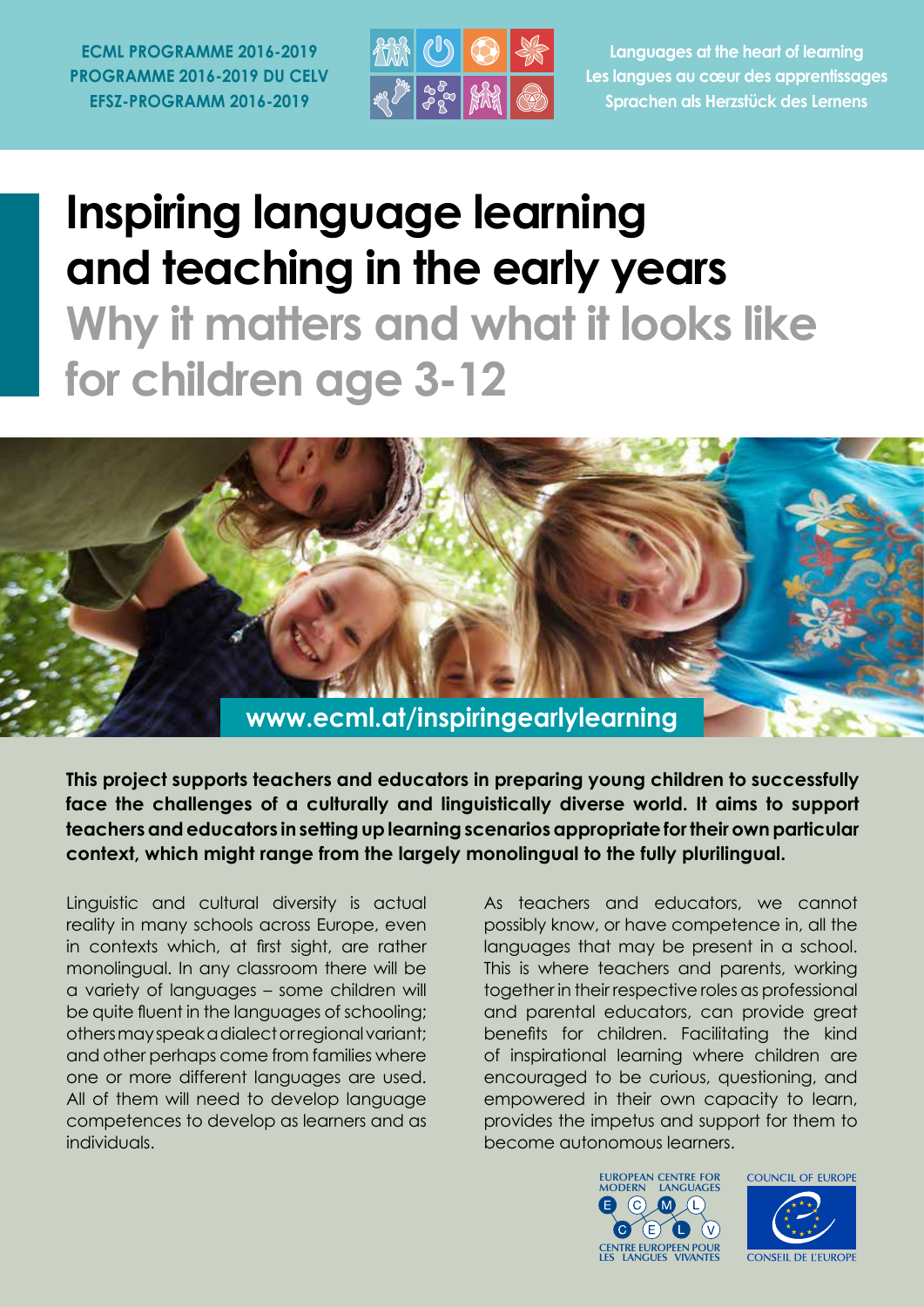**ECML PROGRAMME 2016-2019**
**PROGRAMME 2016-2019 DU CELV**
**EFSZ-PROGRAMM 2016-2019**

**Languages at the heart of learning**
**Les langues au cœur des apprentissages**
**Sprachen als Herzstück des Lernens**

# Inspiring language learning and teaching in the early years

## Why it matters and what it looks like for children age 3-12

**www.ecml.at/inspiringearlylearning**

**This project supports teachers and educators in preparing young children to successfully face the challenges of a culturally and linguistically diverse world. It aims to support teachers and educators in setting up learning scenarios appropriate for their own particular context, which might range from the largely monolingual to the fully plurilingual.**

Linguistic and cultural diversity is actual reality in many schools across Europe, even in contexts which, at first sight, are rather monolingual. In any classroom there will be a variety of languages – some children will be quite fluent in the languages of schooling; others may speak a dialect or regional variant; and other perhaps come from families where one or more different languages are used. All of them will need to develop language competences to develop as learners and as individuals.

As teachers and educators, we cannot possibly know, or have competence in, all the languages that may be present in a school. This is where teachers and parents, working together in their respective roles as professional and parental educators, can provide great benefits for children. Facilitating the kind of inspirational learning where children are encouraged to be curious, questioning, and empowered in their own capacity to learn, provides the impetus and support for them to become autonomous learners.

EUROPEAN CENTRE FOR MODERN LANGUAGES
CENTRE EUROPEEN POUR LES LANGUES VIVANTES

COUNCIL OF EUROPE
CONSEIL DE L'EUROPE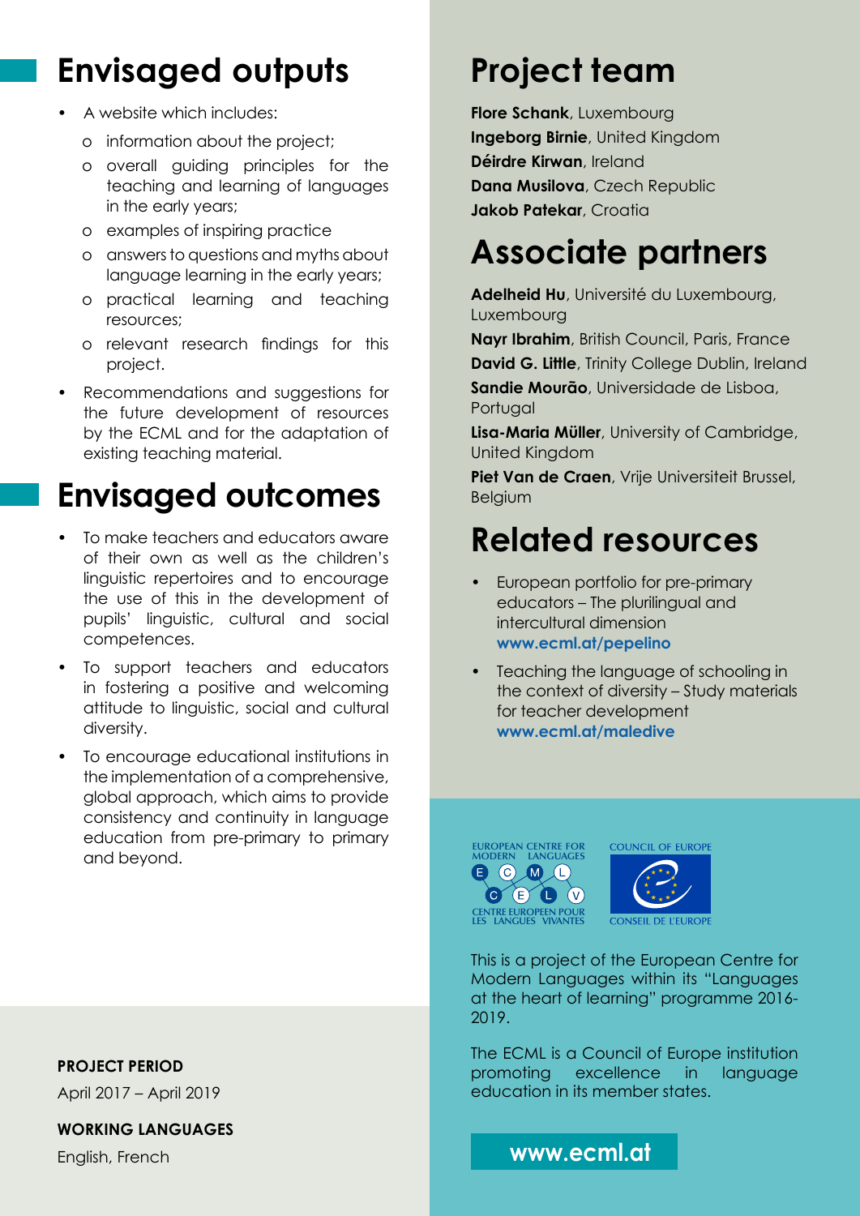## Envisaged outputs

- A website which includes:
  - information about the project;
  - overall guiding principles for the teaching and learning of languages in the early years;
  - examples of inspiring practice
  - answers to questions and myths about language learning in the early years;
  - practical learning and teaching resources;
  - relevant research findings for this project.
- Recommendations and suggestions for the future development of resources by the ECML and for the adaptation of existing teaching material.

## Envisaged outcomes

- To make teachers and educators aware of their own as well as the children's linguistic repertoires and to encourage the use of this in the development of pupils' linguistic, cultural and social competences.
- To support teachers and educators in fostering a positive and welcoming attitude to linguistic, social and cultural diversity.
- To encourage educational institutions in the implementation of a comprehensive, global approach, which aims to provide consistency and continuity in language education from pre-primary to primary and beyond.

**PROJECT PERIOD**

April 2017 – April 2019

**WORKING LANGUAGES**

English, French

## Project team

**Flore Schank**, Luxembourg
**Ingeborg Birnie**, United Kingdom
**Déirdre Kirwan**, Ireland
**Dana Musilova**, Czech Republic
**Jakob Patekar**, Croatia

## Associate partners

**Adelheid Hu**, Université du Luxembourg, Luxembourg
**Nayr Ibrahim**, British Council, Paris, France
**David G. Little**, Trinity College Dublin, Ireland
**Sandie Mourão**, Universidade de Lisboa, Portugal
**Lisa-Maria Müller**, University of Cambridge, United Kingdom
**Piet Van de Craen**, Vrije Universiteit Brussel, Belgium

## Related resources

- European portfolio for pre-primary educators – The plurilingual and intercultural dimension
  **www.ecml.at/pepelino**
- Teaching the language of schooling in the context of diversity – Study materials for teacher development
  **www.ecml.at/maledive**

EUROPEAN CENTRE FOR MODERN LANGUAGES – CENTRE EUROPEEN POUR LES LANGUES VIVANTES

COUNCIL OF EUROPE – CONSEIL DE L'EUROPE

This is a project of the European Centre for Modern Languages within its "Languages at the heart of learning" programme 2016-2019.

The ECML is a Council of Europe institution promoting excellence in language education in its member states.

**www.ecml.at**